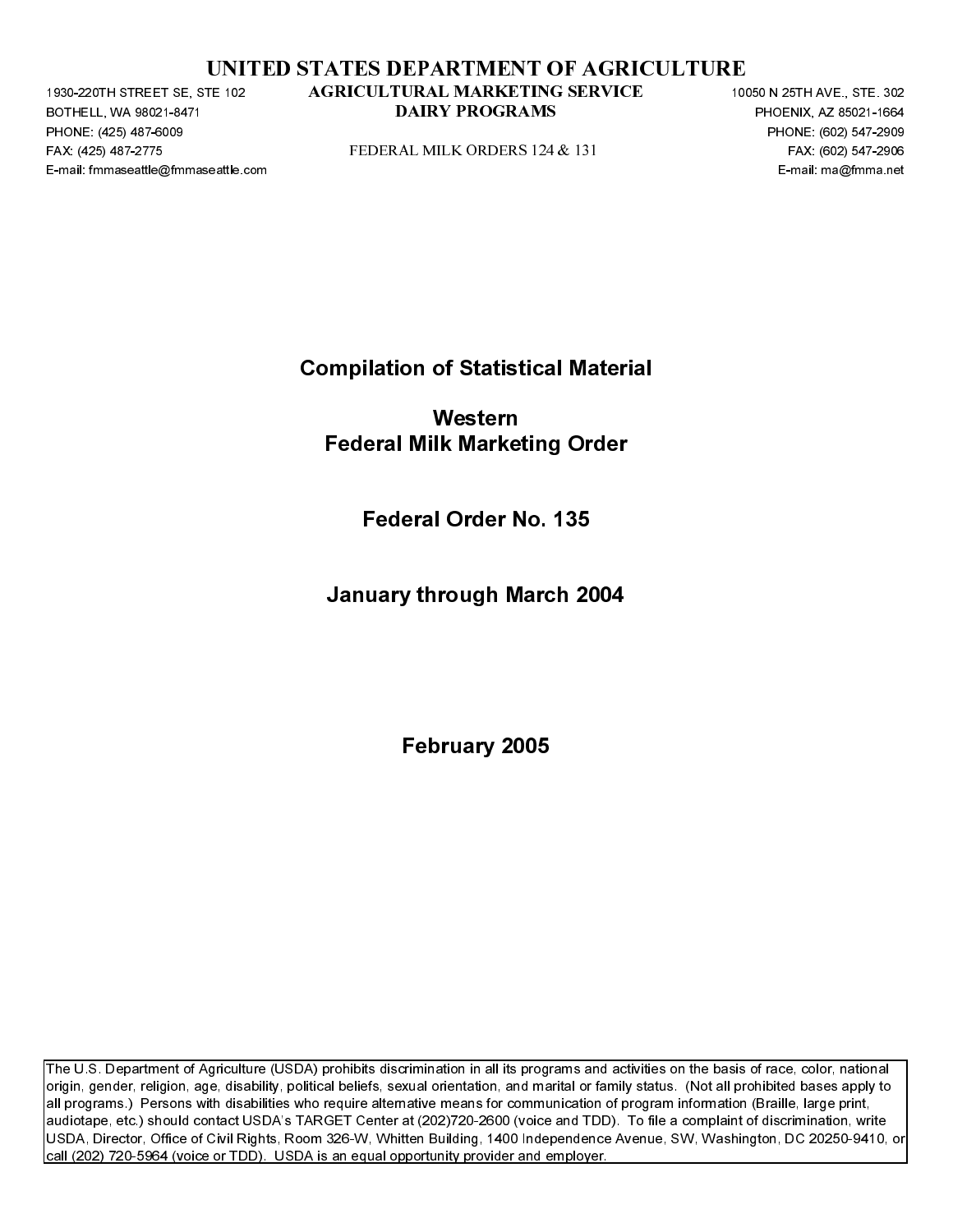# UNITED STATES DEPARTMENT OF AGRICULTURE

## AGRICULTURAL MARKETING SERVICE
## DAIRY PROGRAMS

FEDERAL MILK ORDERS 124 & 131

1930-220TH STREET SE, STE 102
BOTHELL, WA 98021-8471
PHONE: (425) 487-6009
FAX: (425) 487-2775
E-mail: fmmaseattle@fmmaseattle.com

10050 N 25TH AVE., STE. 302
PHOENIX, AZ 85021-1664
PHONE: (602) 547-2909
FAX: (602) 547-2906
E-mail: ma@fmma.net

**Compilation of Statistical Material**

**Western**
**Federal Milk Marketing Order**

**Federal Order No. 135**

**January through March 2004**

**February 2005**

The U.S. Department of Agriculture (USDA) prohibits discrimination in all its programs and activities on the basis of race, color, national origin, gender, religion, age, disability, political beliefs, sexual orientation, and marital or family status. (Not all prohibited bases apply to all programs.) Persons with disabilities who require alternative means for communication of program information (Braille, large print, audiotape, etc.) should contact USDA's TARGET Center at (202)720-2600 (voice and TDD). To file a complaint of discrimination, write USDA, Director, Office of Civil Rights, Room 326-W, Whitten Building, 1400 Independence Avenue, SW, Washington, DC 20250-9410, or call (202) 720-5964 (voice or TDD). USDA is an equal opportunity provider and employer.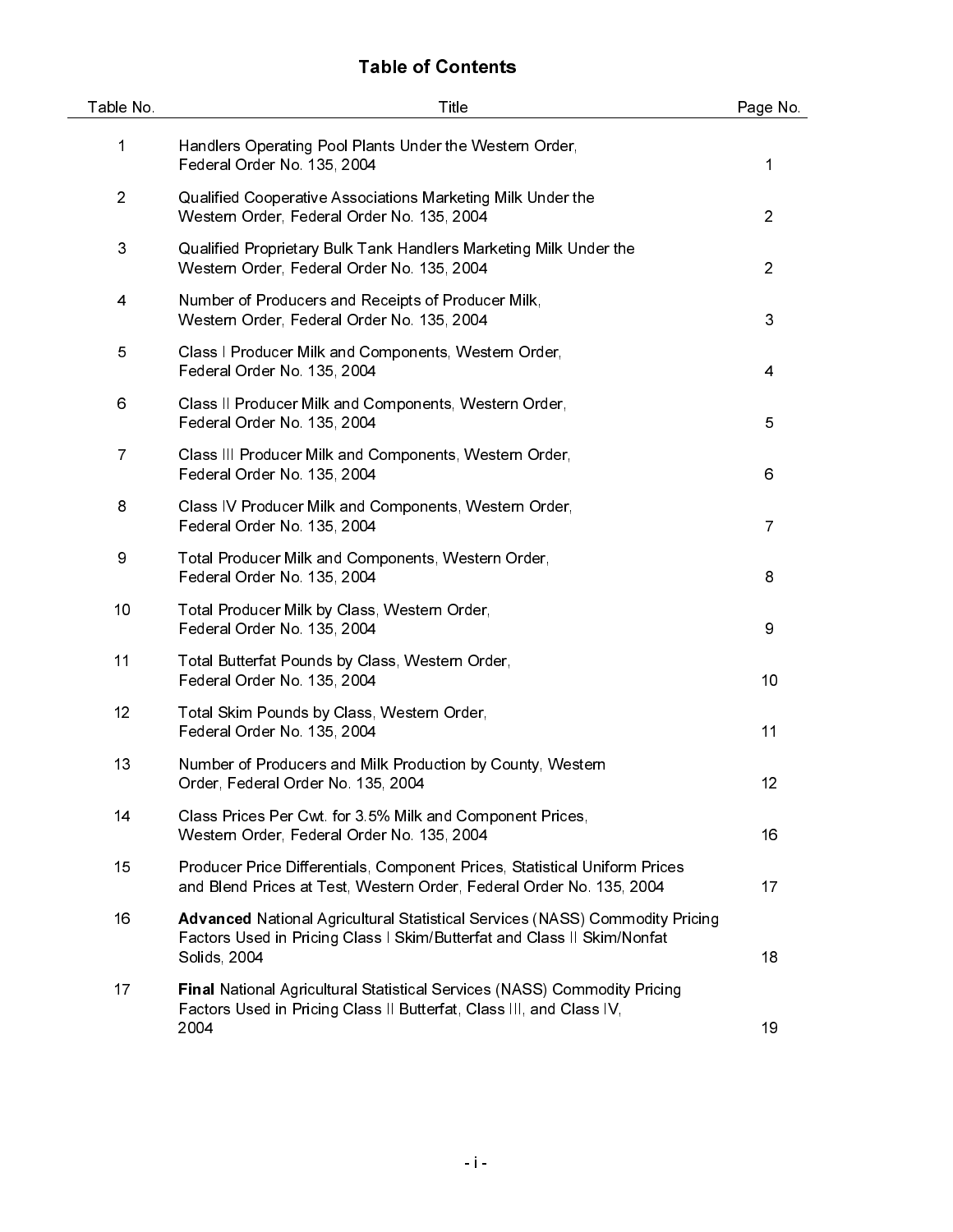# Table of Contents

| Table No. | Title | Page No. |
|---|---|---|
| 1 | Handlers Operating Pool Plants Under the Western Order, Federal Order No. 135, 2004 | 1 |
| 2 | Qualified Cooperative Associations Marketing Milk Under the Western Order, Federal Order No. 135, 2004 | 2 |
| 3 | Qualified Proprietary Bulk Tank Handlers Marketing Milk Under the Western Order, Federal Order No. 135, 2004 | 2 |
| 4 | Number of Producers and Receipts of Producer Milk, Western Order, Federal Order No. 135, 2004 | 3 |
| 5 | Class I Producer Milk and Components, Western Order, Federal Order No. 135, 2004 | 4 |
| 6 | Class II Producer Milk and Components, Western Order, Federal Order No. 135, 2004 | 5 |
| 7 | Class III Producer Milk and Components, Western Order, Federal Order No. 135, 2004 | 6 |
| 8 | Class IV Producer Milk and Components, Western Order, Federal Order No. 135, 2004 | 7 |
| 9 | Total Producer Milk and Components, Western Order, Federal Order No. 135, 2004 | 8 |
| 10 | Total Producer Milk by Class, Western Order, Federal Order No. 135, 2004 | 9 |
| 11 | Total Butterfat Pounds by Class, Western Order, Federal Order No. 135, 2004 | 10 |
| 12 | Total Skim Pounds by Class, Western Order, Federal Order No. 135, 2004 | 11 |
| 13 | Number of Producers and Milk Production by County, Western Order, Federal Order No. 135, 2004 | 12 |
| 14 | Class Prices Per Cwt. for 3.5% Milk and Component Prices, Western Order, Federal Order No. 135, 2004 | 16 |
| 15 | Producer Price Differentials, Component Prices, Statistical Uniform Prices and Blend Prices at Test, Western Order, Federal Order No. 135, 2004 | 17 |
| 16 | **Advanced** National Agricultural Statistical Services (NASS) Commodity Pricing Factors Used in Pricing Class I Skim/Butterfat and Class II Skim/Nonfat Solids, 2004 | 18 |
| 17 | **Final** National Agricultural Statistical Services (NASS) Commodity Pricing Factors Used in Pricing Class II Butterfat, Class III, and Class IV, 2004 | 19 |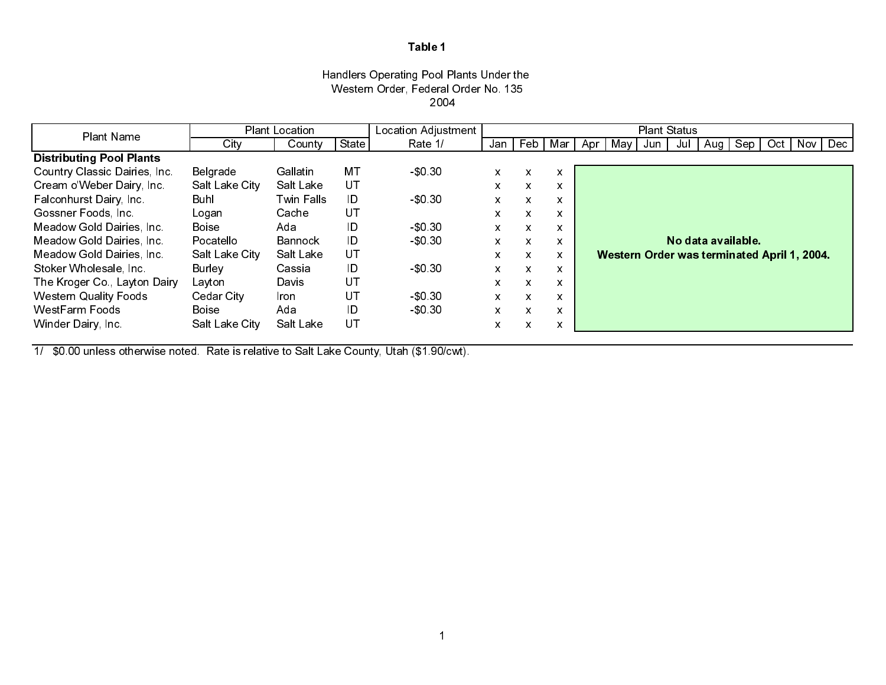**Table 1**

Handlers Operating Pool Plants Under the
Western Order, Federal Order No. 135
2004

| Plant Name | Plant Location | | | Location Adjustment | Plant Status | | | | | | | | | | | |
|---|---|---|---|---|---|---|---|---|---|---|---|---|---|---|---|---|
| | City | County | State | Rate 1/ | Jan | Feb | Mar | Apr | May | Jun | Jul | Aug | Sep | Oct | Nov | Dec |
| **Distributing Pool Plants** | | | | | | | | | | | | | | | | |
| Country Classic Dairies, Inc. | Belgrade | Gallatin | MT | -$0.30 | x | x | x | | | | | | | | | |
| Cream o'Weber Dairy, Inc. | Salt Lake City | Salt Lake | UT | | x | x | x | | | | | | | | | |
| Falconhurst Dairy, Inc. | Buhl | Twin Falls | ID | -$0.30 | x | x | x | | | | | | | | | |
| Gossner Foods, Inc. | Logan | Cache | UT | | x | x | x | | | | | | | | | |
| Meadow Gold Dairies, Inc. | Boise | Ada | ID | -$0.30 | x | x | x | | | | | | | | | |
| Meadow Gold Dairies, Inc. | Pocatello | Bannock | ID | -$0.30 | x | x | x | **No data available.** | | | | | | | | |
| Meadow Gold Dairies, Inc. | Salt Lake City | Salt Lake | UT | | x | x | x | **Western Order was terminated April 1, 2004.** | | | | | | | | |
| Stoker Wholesale, Inc. | Burley | Cassia | ID | -$0.30 | x | x | x | | | | | | | | | |
| The Kroger Co., Layton Dairy | Layton | Davis | UT | | x | x | x | | | | | | | | | |
| Western Quality Foods | Cedar City | Iron | UT | -$0.30 | x | x | x | | | | | | | | | |
| WestFarm Foods | Boise | Ada | ID | -$0.30 | x | x | x | | | | | | | | | |
| Winder Dairy, Inc. | Salt Lake City | Salt Lake | UT | | x | x | x | | | | | | | | | |

1/ $0.00 unless otherwise noted. Rate is relative to Salt Lake County, Utah ($1.90/cwt).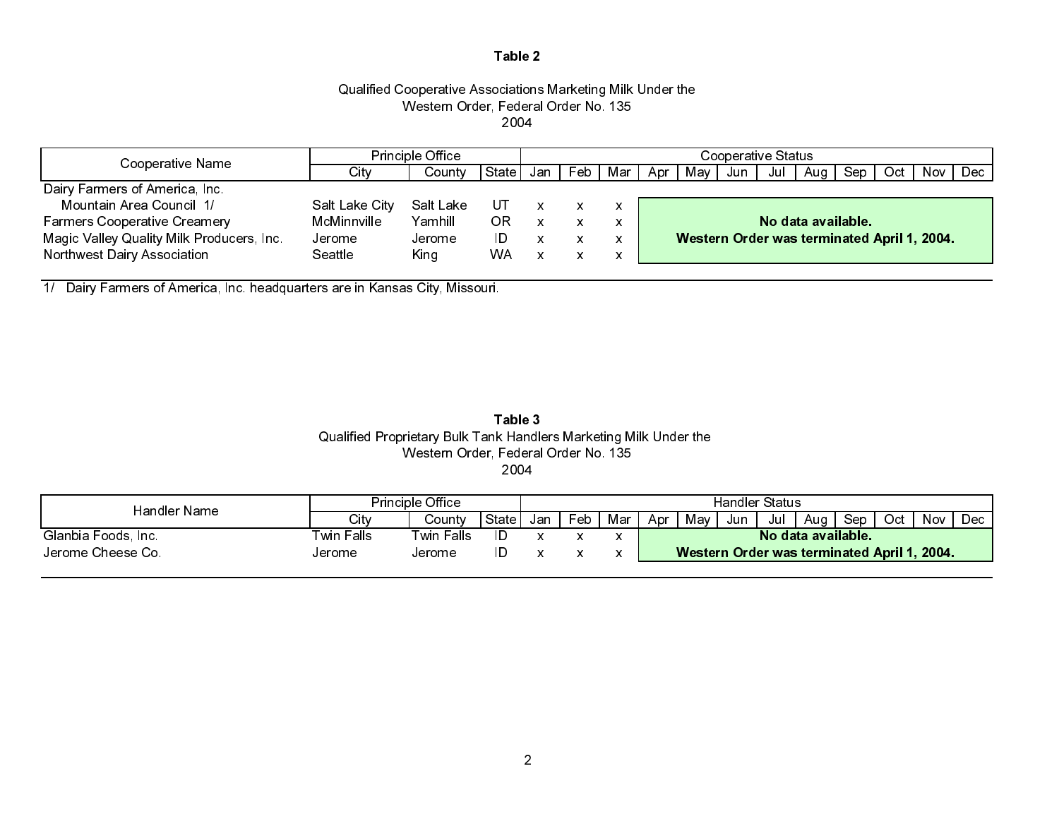**Table 2**

Qualified Cooperative Associations Marketing Milk Under the
Western Order, Federal Order No. 135
2004

| Cooperative Name | Principle Office | | | Cooperative Status | | | | | | | | | | | |
|---|---|---|---|---|---|---|---|---|---|---|---|---|---|---|---|
| | City | County | State | Jan | Feb | Mar | Apr | May | Jun | Jul | Aug | Sep | Oct | Nov | Dec |
| Dairy Farmers of America, Inc. | | | | | | | | | | | | | | | |
| Mountain Area Council 1/ | Salt Lake City | Salt Lake | UT | x | x | x | No data available. Western Order was terminated April 1, 2004. | | | | | | | | |
| Farmers Cooperative Creamery | McMinnville | Yamhill | OR | x | x | x | | | | | | | | | |
| Magic Valley Quality Milk Producers, Inc. | Jerome | Jerome | ID | x | x | x | | | | | | | | | |
| Northwest Dairy Association | Seattle | King | WA | x | x | x | | | | | | | | | |

1/ Dairy Farmers of America, Inc. headquarters are in Kansas City, Missouri.

**Table 3**

Qualified Proprietary Bulk Tank Handlers Marketing Milk Under the
Western Order, Federal Order No. 135
2004

| Handler Name | Principle Office | | | Handler Status | | | | | | | | | | | |
|---|---|---|---|---|---|---|---|---|---|---|---|---|---|---|---|
| | City | County | State | Jan | Feb | Mar | Apr | May | Jun | Jul | Aug | Sep | Oct | Nov | Dec |
| Glanbia Foods, Inc. | Twin Falls | Twin Falls | ID | x | x | x | No data available. Western Order was terminated April 1, 2004. | | | | | | | | |
| Jerome Cheese Co. | Jerome | Jerome | ID | x | x | x | | | | | | | | | |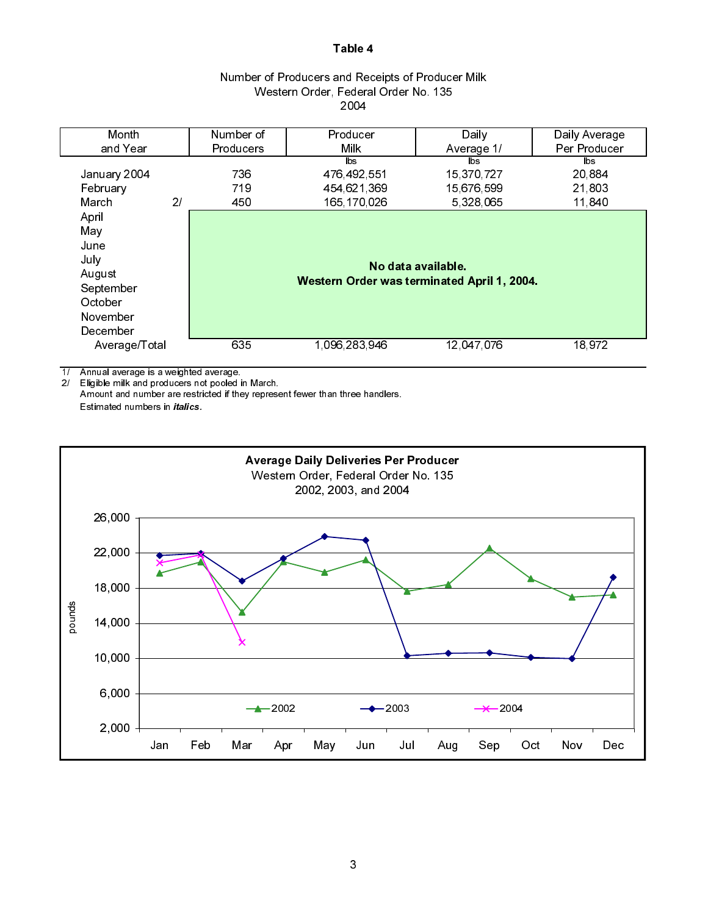# Table 4

Number of Producers and Receipts of Producer Milk
Western Order, Federal Order No. 135
2004

| Month and Year | | Number of Producers | Producer Milk | Daily Average 1/ | Daily Average Per Producer |
|---|---|---|---|---|---|
| | | | lbs | lbs | lbs |
| January 2004 | | 736 | 476,492,551 | 15,370,727 | 20,884 |
| February | | 719 | 454,621,369 | 15,676,599 | 21,803 |
| March | 2/ | 450 | 165,170,026 | 5,328,065 | 11,840 |
| April | | **No data available. Western Order was terminated April 1, 2004.** | | | |
| May | | | | | |
| June | | | | | |
| July | | | | | |
| August | | | | | |
| September | | | | | |
| October | | | | | |
| November | | | | | |
| December | | | | | |
| Average/Total | | 635 | 1,096,283,946 | 12,047,076 | 18,972 |

1/ Annual average is a weighted average.
2/ Eligible milk and producers not pooled in March.
Amount and number are restricted if they represent fewer than three handlers.
Estimated numbers in ***italics***.

**Average Daily Deliveries Per Producer**
Western Order, Federal Order No. 135
2002, 2003, and 2004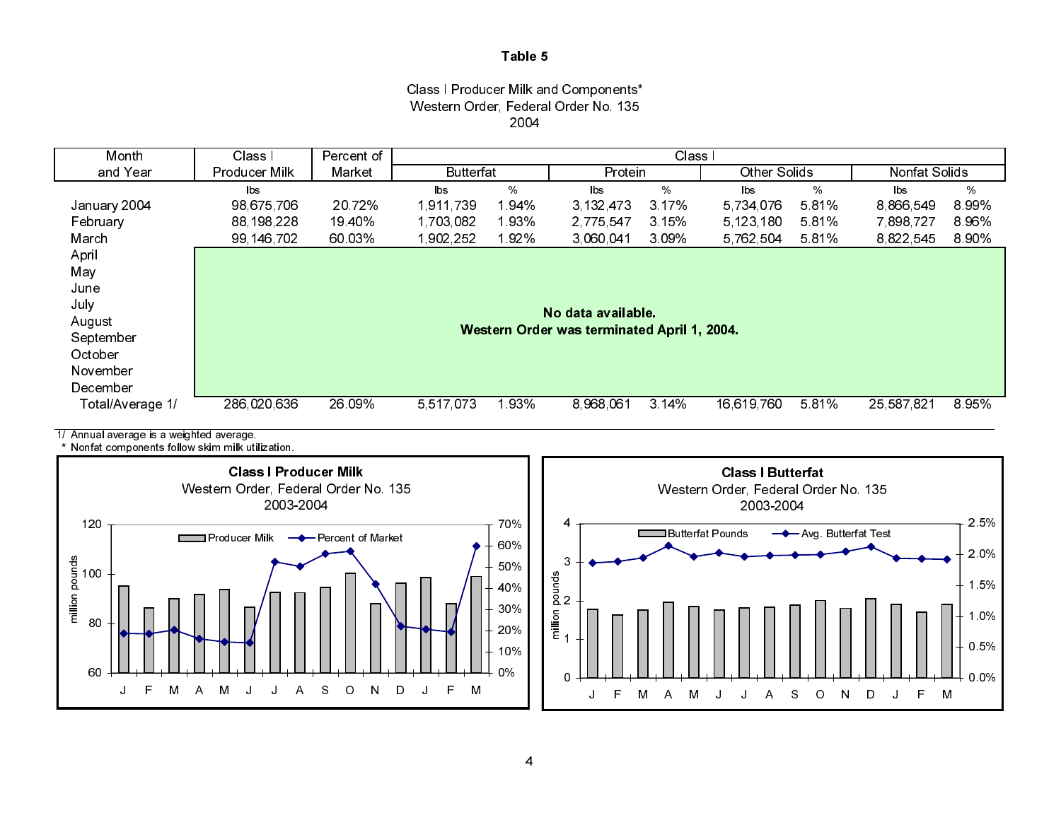# Table 5

Class I Producer Milk and Components*
Western Order, Federal Order No. 135
2004

| Month and Year | Class I Producer Milk | Percent of Market | Class I Butterfat | | Class I Protein | | Class I Other Solids | | Class I Nonfat Solids | |
|---|---|---|---|---|---|---|---|---|---|---|
| | lbs | | lbs | % | lbs | % | lbs | % | lbs | % |
| January 2004 | 98,675,706 | 20.72% | 1,911,739 | 1.94% | 3,132,473 | 3.17% | 5,734,076 | 5.81% | 8,866,549 | 8.99% |
| February | 88,198,228 | 19.40% | 1,703,082 | 1.93% | 2,775,547 | 3.15% | 5,123,180 | 5.81% | 7,898,727 | 8.96% |
| March | 99,146,702 | 60.03% | 1,902,252 | 1.92% | 3,060,041 | 3.09% | 5,762,504 | 5.81% | 8,822,545 | 8.90% |
| April | No data available. Western Order was terminated April 1, 2004. | | | | | | | | | |
| May | | | | | | | | | | |
| June | | | | | | | | | | |
| July | | | | | | | | | | |
| August | | | | | | | | | | |
| September | | | | | | | | | | |
| October | | | | | | | | | | |
| November | | | | | | | | | | |
| December | | | | | | | | | | |
| Total/Average 1/ | 286,020,636 | 26.09% | 5,517,073 | 1.93% | 8,968,061 | 3.14% | 16,619,760 | 5.81% | 25,587,821 | 8.95% |

1/ Annual average is a weighted average.
\* Nonfat components follow skim milk utilization.

**Class I Producer Milk**
Western Order, Federal Order No. 135
2003-2004

**Class I Butterfat**
Western Order, Federal Order No. 135
2003-2004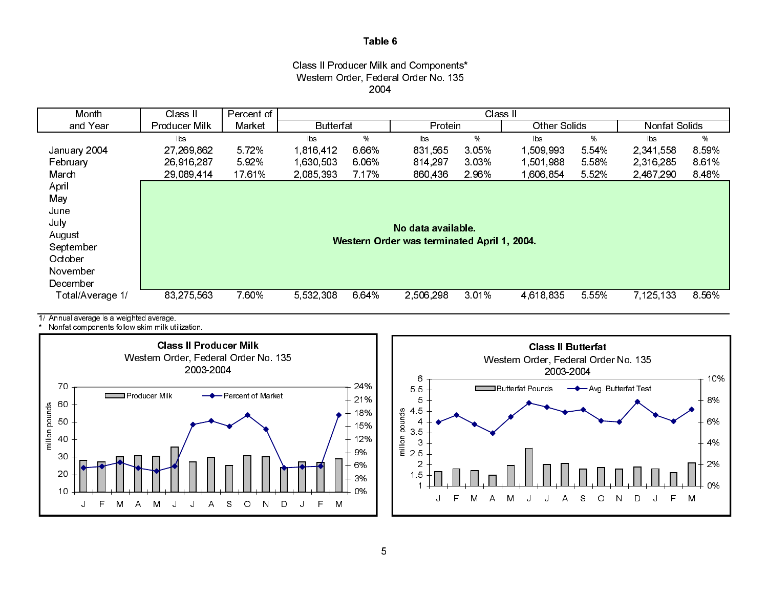# Table 6

Class II Producer Milk and Components*
Western Order, Federal Order No. 135
2004

| Month and Year | Class II Producer Milk | Percent of Market | Class II | | | | | | | |
|---|---|---|---|---|---|---|---|---|---|---|
| | | | Butterfat | | Protein | | Other Solids | | Nonfat Solids | |
| | lbs | | lbs | % | lbs | % | lbs | % | lbs | % |
| January 2004 | 27,269,862 | 5.72% | 1,816,412 | 6.66% | 831,565 | 3.05% | 1,509,993 | 5.54% | 2,341,558 | 8.59% |
| February | 26,916,287 | 5.92% | 1,630,503 | 6.06% | 814,297 | 3.03% | 1,501,988 | 5.58% | 2,316,285 | 8.61% |
| March | 29,089,414 | 17.61% | 2,085,393 | 7.17% | 860,436 | 2.96% | 1,606,854 | 5.52% | 2,467,290 | 8.48% |
| April | **No data available. Western Order was terminated April 1, 2004.** | | | | | | | | | |
| May | | | | | | | | | | |
| June | | | | | | | | | | |
| July | | | | | | | | | | |
| August | | | | | | | | | | |
| September | | | | | | | | | | |
| October | | | | | | | | | | |
| November | | | | | | | | | | |
| December | | | | | | | | | | |
| Total/Average 1/ | 83,275,563 | 7.60% | 5,532,308 | 6.64% | 2,506,298 | 3.01% | 4,618,835 | 5.55% | 7,125,133 | 8.56% |

1/ Annual average is a weighted average.
\* Nonfat components follow skim milk utilization.

**Class II Producer Milk**
Western Order, Federal Order No. 135
2003-2004

**Class II Butterfat**
Western Order, Federal Order No. 135
2003-2004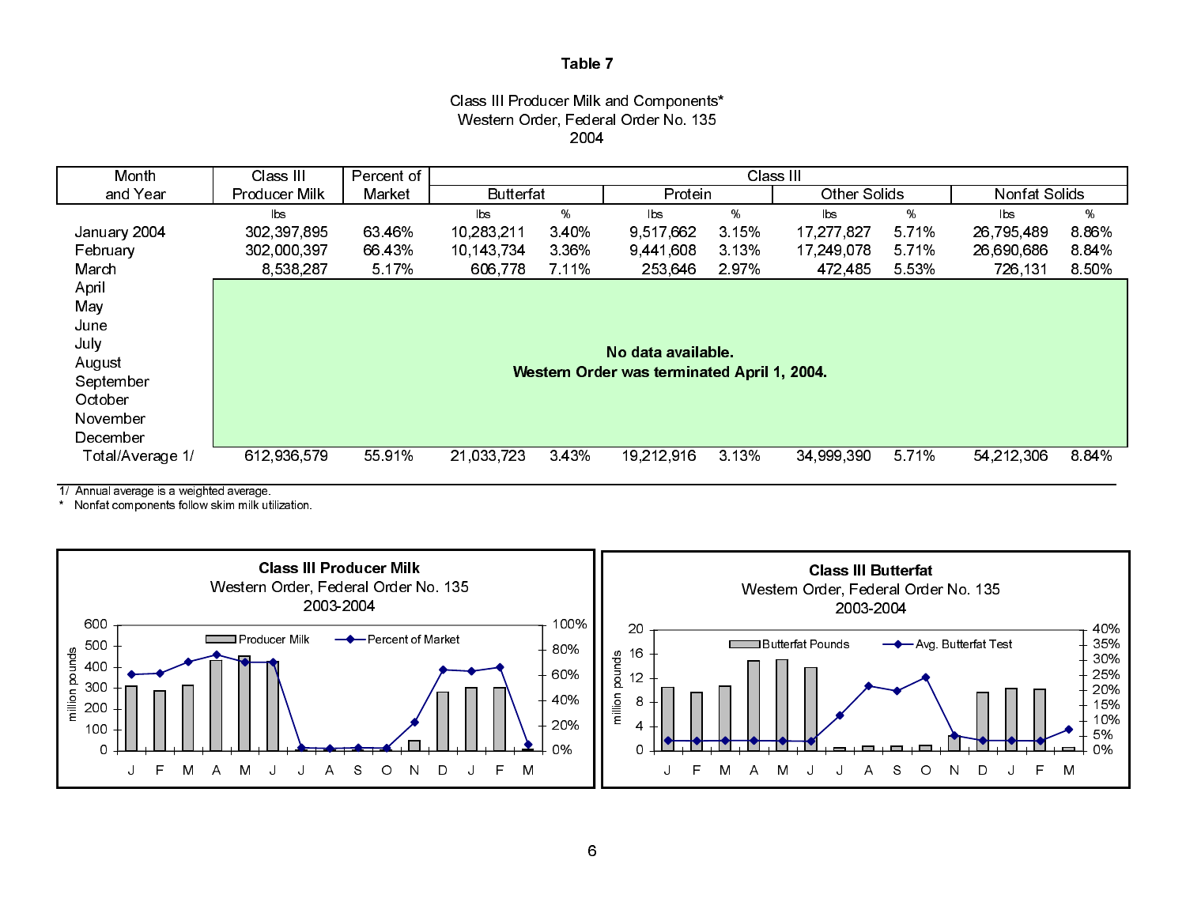# Table 7

Class III Producer Milk and Components*
Western Order, Federal Order No. 135
2004

| Month and Year | Class III Producer Milk | Percent of Market | Class III | | | | | | | |
|---|---|---|---|---|---|---|---|---|---|---|
| | | | Butterfat | | Protein | | Other Solids | | Nonfat Solids | |
| | lbs | | lbs | % | lbs | % | lbs | % | lbs | % |
| January 2004 | 302,397,895 | 63.46% | 10,283,211 | 3.40% | 9,517,662 | 3.15% | 17,277,827 | 5.71% | 26,795,489 | 8.86% |
| February | 302,000,397 | 66.43% | 10,143,734 | 3.36% | 9,441,608 | 3.13% | 17,249,078 | 5.71% | 26,690,686 | 8.84% |
| March | 8,538,287 | 5.17% | 606,778 | 7.11% | 253,646 | 2.97% | 472,485 | 5.53% | 726,131 | 8.50% |
| April | **No data available. Western Order was terminated April 1, 2004.** | | | | | | | | | |
| May | | | | | | | | | | |
| June | | | | | | | | | | |
| July | | | | | | | | | | |
| August | | | | | | | | | | |
| September | | | | | | | | | | |
| October | | | | | | | | | | |
| November | | | | | | | | | | |
| December | | | | | | | | | | |
| Total/Average 1/ | 612,936,579 | 55.91% | 21,033,723 | 3.43% | 19,212,916 | 3.13% | 34,999,390 | 5.71% | 54,212,306 | 8.84% |

1/ Annual average is a weighted average.
\* Nonfat components follow skim milk utilization.

**Class III Producer Milk**
Western Order, Federal Order No. 135
2003-2004

**Class III Butterfat**
Western Order, Federal Order No. 135
2003-2004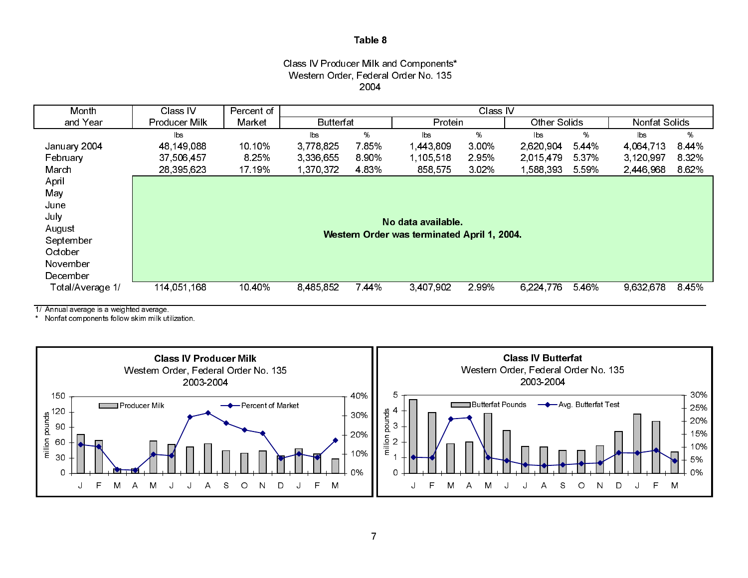# Table 8

Class IV Producer Milk and Components*
Western Order, Federal Order No. 135
2004

| Month and Year | Class IV Producer Milk | Percent of Market | Class IV Butterfat | | Class IV Protein | | Class IV Other Solids | | Class IV Nonfat Solids | |
|---|---|---|---|---|---|---|---|---|---|---|
| | lbs | | lbs | % | lbs | % | lbs | % | lbs | % |
| January 2004 | 48,149,088 | 10.10% | 3,778,825 | 7.85% | 1,443,809 | 3.00% | 2,620,904 | 5.44% | 4,064,713 | 8.44% |
| February | 37,506,457 | 8.25% | 3,336,655 | 8.90% | 1,105,518 | 2.95% | 2,015,479 | 5.37% | 3,120,997 | 8.32% |
| March | 28,395,623 | 17.19% | 1,370,372 | 4.83% | 858,575 | 3.02% | 1,588,393 | 5.59% | 2,446,968 | 8.62% |
| April | **No data available. Western Order was terminated April 1, 2004.** | | | | | | | | | |
| May | | | | | | | | | | |
| June | | | | | | | | | | |
| July | | | | | | | | | | |
| August | | | | | | | | | | |
| September | | | | | | | | | | |
| October | | | | | | | | | | |
| November | | | | | | | | | | |
| December | | | | | | | | | | |
| Total/Average 1/ | 114,051,168 | 10.40% | 8,485,852 | 7.44% | 3,407,902 | 2.99% | 6,224,776 | 5.46% | 9,632,678 | 8.45% |

1/ Annual average is a weighted average.
\* Nonfat components follow skim milk utilization.

**Class IV Producer Milk**
Western Order, Federal Order No. 135
2003-2004

**Class IV Butterfat**
Western Order, Federal Order No. 135
2003-2004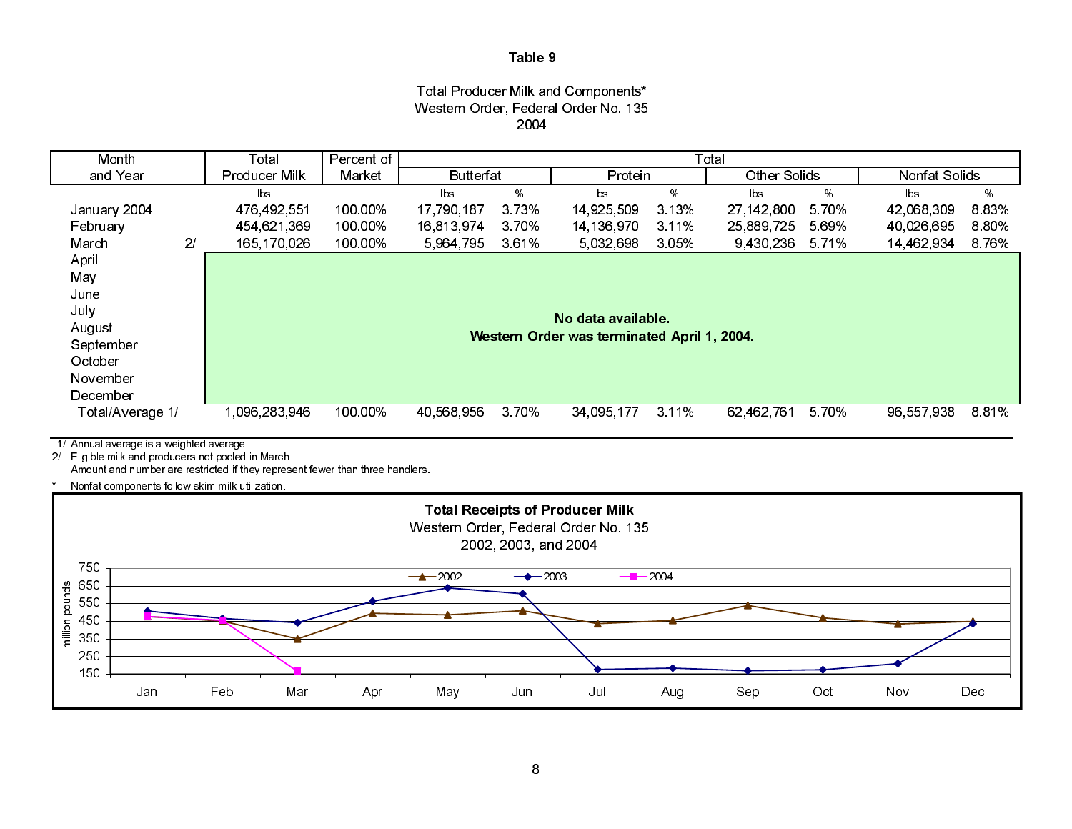# Table 9

Total Producer Milk and Components*
Western Order, Federal Order No. 135
2004

| Month and Year | | Total Producer Milk | Percent of Market | Total Butterfat | | Total Protein | | Total Other Solids | | Total Nonfat Solids | |
|---|---|---|---|---|---|---|---|---|---|---|---|
| | | lbs | | lbs | % | lbs | % | lbs | % | lbs | % |
| January 2004 | | 476,492,551 | 100.00% | 17,790,187 | 3.73% | 14,925,509 | 3.13% | 27,142,800 | 5.70% | 42,068,309 | 8.83% |
| February | | 454,621,369 | 100.00% | 16,813,974 | 3.70% | 14,136,970 | 3.11% | 25,889,725 | 5.69% | 40,026,695 | 8.80% |
| March | 2/ | 165,170,026 | 100.00% | 5,964,795 | 3.61% | 5,032,698 | 3.05% | 9,430,236 | 5.71% | 14,462,934 | 8.76% |
| April | | No data available. Western Order was terminated April 1, 2004. | | | | | | | | | |
| May | | | | | | | | | | | |
| June | | | | | | | | | | | |
| July | | | | | | | | | | | |
| August | | | | | | | | | | | |
| September | | | | | | | | | | | |
| October | | | | | | | | | | | |
| November | | | | | | | | | | | |
| December | | | | | | | | | | | |
| Total/Average 1/ | | 1,096,283,946 | 100.00% | 40,568,956 | 3.70% | 34,095,177 | 3.11% | 62,462,761 | 5.70% | 96,557,938 | 8.81% |

1/ Annual average is a weighted average.
2/ Eligible milk and producers not pooled in March.
Amount and number are restricted if they represent fewer than three handlers.
* Nonfat components follow skim milk utilization.

**Total Receipts of Producer Milk**
Western Order, Federal Order No. 135
2002, 2003, and 2004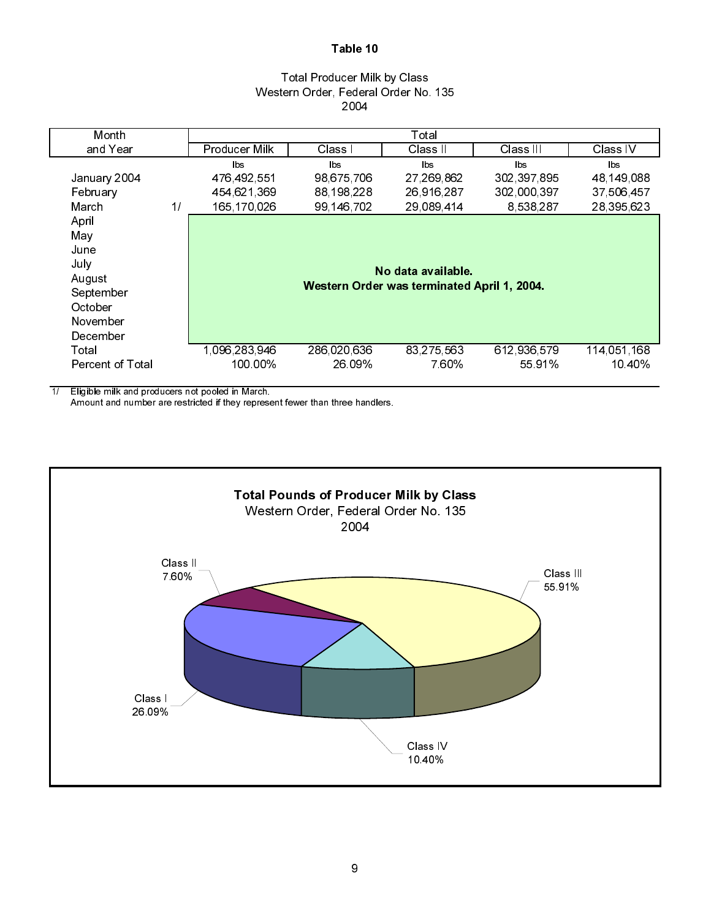# Table 10

Total Producer Milk by Class
Western Order, Federal Order No. 135
2004

| Month and Year | | Total | | | | |
|---|---|---|---|---|---|---|
| | | Producer Milk | Class I | Class II | Class III | Class IV |
| | | lbs | lbs | lbs | lbs | lbs |
| January 2004 | | 476,492,551 | 98,675,706 | 27,269,862 | 302,397,895 | 48,149,088 |
| February | | 454,621,369 | 88,198,228 | 26,916,287 | 302,000,397 | 37,506,457 |
| March | 1/ | 165,170,026 | 99,146,702 | 29,089,414 | 8,538,287 | 28,395,623 |
| April | | No data available. Western Order was terminated April 1, 2004. | | | | |
| May | | | | | | |
| June | | | | | | |
| July | | | | | | |
| August | | | | | | |
| September | | | | | | |
| October | | | | | | |
| November | | | | | | |
| December | | | | | | |
| Total | | 1,096,283,946 | 286,020,636 | 83,275,563 | 612,936,579 | 114,051,168 |
| Percent of Total | | 100.00% | 26.09% | 7.60% | 55.91% | 10.40% |

1/ Eligible milk and producers not pooled in March.
Amount and number are restricted if they represent fewer than three handlers.

**Total Pounds of Producer Milk by Class**
Western Order, Federal Order No. 135
2004

Class I 26.09%
Class II 7.60%
Class III 55.91%
Class IV 10.40%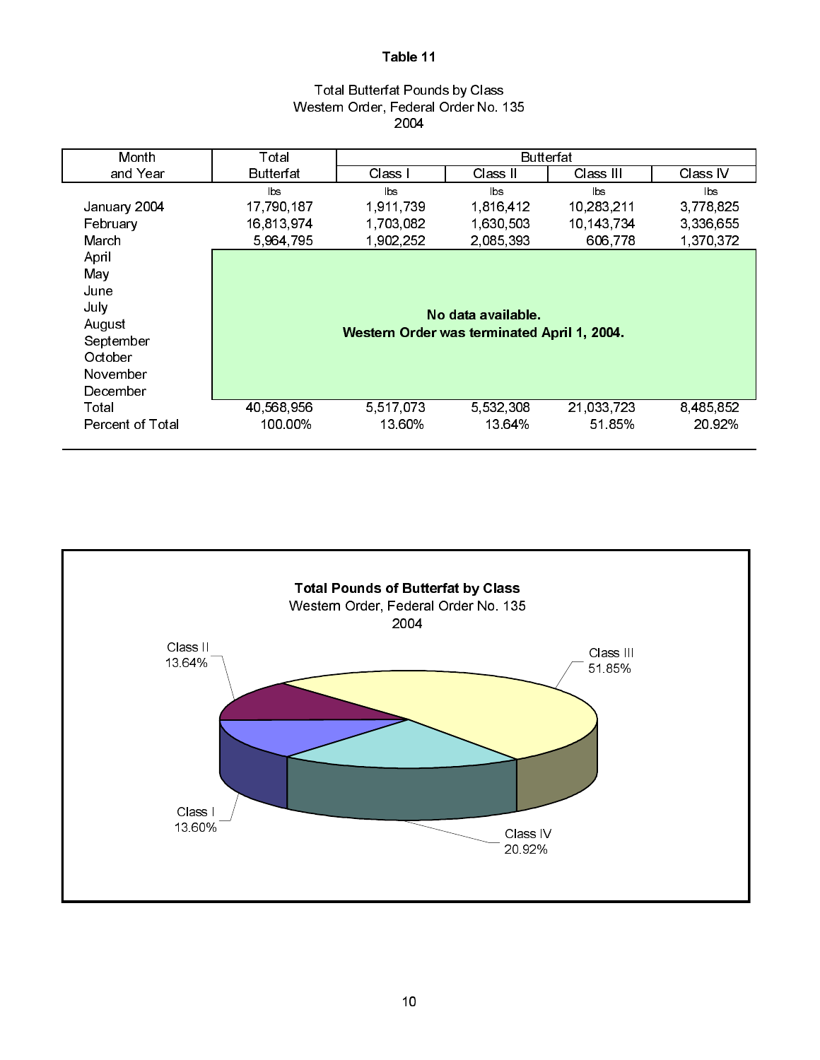# Table 11

## Total Butterfat Pounds by Class
## Western Order, Federal Order No. 135
## 2004

| Month and Year | Total Butterfat | Butterfat | | | |
|---|---|---|---|---|---|
| | | Class I | Class II | Class III | Class IV |
| | lbs | lbs | lbs | lbs | lbs |
| January 2004 | 17,790,187 | 1,911,739 | 1,816,412 | 10,283,211 | 3,778,825 |
| February | 16,813,974 | 1,703,082 | 1,630,503 | 10,143,734 | 3,336,655 |
| March | 5,964,795 | 1,902,252 | 2,085,393 | 606,778 | 1,370,372 |
| April | **No data available. Western Order was terminated April 1, 2004.** | | | | |
| May | | | | | |
| June | | | | | |
| July | | | | | |
| August | | | | | |
| September | | | | | |
| October | | | | | |
| November | | | | | |
| December | | | | | |
| Total | 40,568,956 | 5,517,073 | 5,532,308 | 21,033,723 | 8,485,852 |
| Percent of Total | 100.00% | 13.60% | 13.64% | 51.85% | 20.92% |

**Total Pounds of Butterfat by Class**
Western Order, Federal Order No. 135
2004

Class I 13.60%
Class II 13.64%
Class III 51.85%
Class IV 20.92%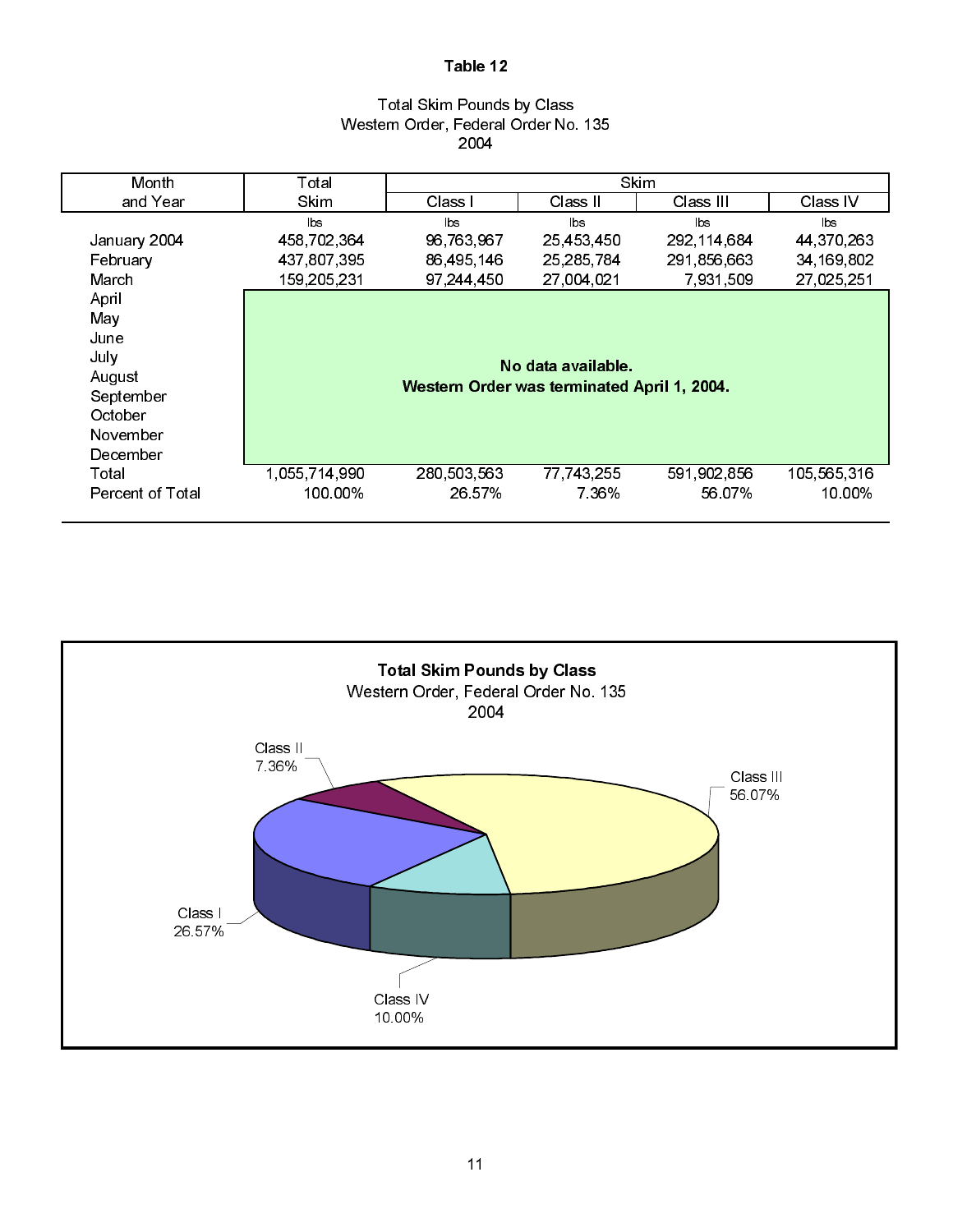# Table 12

Total Skim Pounds by Class
Western Order, Federal Order No. 135
2004

| Month and Year | Total Skim | Skim | | | |
|---|---|---|---|---|---|
| | | Class I | Class II | Class III | Class IV |
| | lbs | lbs | lbs | lbs | lbs |
| January 2004 | 458,702,364 | 96,763,967 | 25,453,450 | 292,114,684 | 44,370,263 |
| February | 437,807,395 | 86,495,146 | 25,285,784 | 291,856,663 | 34,169,802 |
| March | 159,205,231 | 97,244,450 | 27,004,021 | 7,931,509 | 27,025,251 |
| April | **No data available. Western Order was terminated April 1, 2004.** | | | | |
| May | | | | | |
| June | | | | | |
| July | | | | | |
| August | | | | | |
| September | | | | | |
| October | | | | | |
| November | | | | | |
| December | | | | | |
| Total | 1,055,714,990 | 280,503,563 | 77,743,255 | 591,902,856 | 105,565,316 |
| Percent of Total | 100.00% | 26.57% | 7.36% | 56.07% | 10.00% |

**Total Skim Pounds by Class**
Western Order, Federal Order No. 135
2004

Class I 26.57%
Class II 7.36%
Class III 56.07%
Class IV 10.00%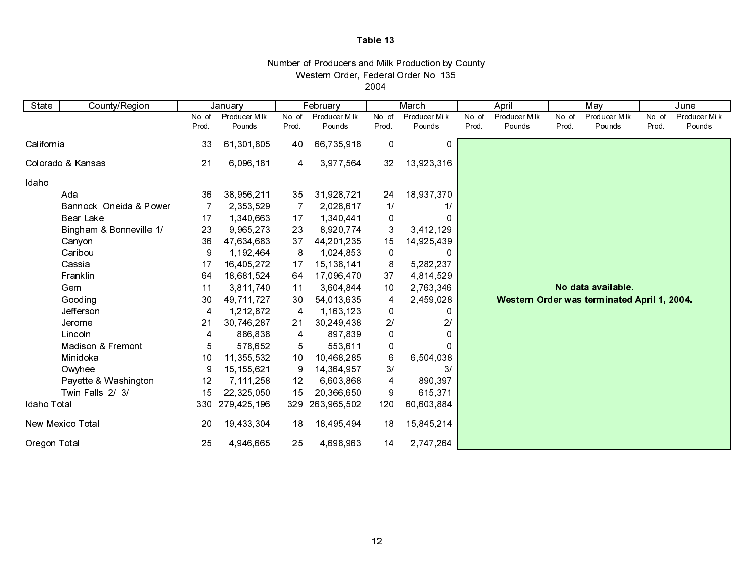**Table 13**

Number of Producers and Milk Production by County
Western Order, Federal Order No. 135
2004

| State | County/Region | January | | February | | March | | April | | May | | June | |
|---|---|---|---|---|---|---|---|---|---|---|---|---|---|
| | | No. of Prod. | Producer Milk Pounds | No. of Prod. | Producer Milk Pounds | No. of Prod. | Producer Milk Pounds | No. of Prod. | Producer Milk Pounds | No. of Prod. | Producer Milk Pounds | No. of Prod. | Producer Milk Pounds |
| California | | 33 | 61,301,805 | 40 | 66,735,918 | 0 | 0 | | | | | | |
| Colorado & Kansas | | 21 | 6,096,181 | 4 | 3,977,564 | 32 | 13,923,316 | | | | | | |
| Idaho | | | | | | | | | | | | | |
| | Ada | 36 | 38,956,211 | 35 | 31,928,721 | 24 | 18,937,370 | | | | | | |
| | Bannock, Oneida & Power | 7 | 2,353,529 | 7 | 2,028,617 | 1/ | 1/ | | | | | | |
| | Bear Lake | 17 | 1,340,663 | 17 | 1,340,441 | 0 | 0 | | | | | | |
| | Bingham & Bonneville 1/ | 23 | 9,965,273 | 23 | 8,920,774 | 3 | 3,412,129 | | | | | | |
| | Canyon | 36 | 47,634,683 | 37 | 44,201,235 | 15 | 14,925,439 | | | | | | |
| | Caribou | 9 | 1,192,464 | 8 | 1,024,853 | 0 | 0 | | | | | | |
| | Cassia | 17 | 16,405,272 | 17 | 15,138,141 | 8 | 5,282,237 | | | | | | |
| | Franklin | 64 | 18,681,524 | 64 | 17,096,470 | 37 | 4,814,529 | | | | | | |
| | Gem | 11 | 3,811,740 | 11 | 3,604,844 | 10 | 2,763,346 | | | **No data available.** | | | |
| | Gooding | 30 | 49,711,727 | 30 | 54,013,635 | 4 | 2,459,028 | | | **Western Order was terminated April 1, 2004.** | | | |
| | Jefferson | 4 | 1,212,872 | 4 | 1,163,123 | 0 | 0 | | | | | | |
| | Jerome | 21 | 30,746,287 | 21 | 30,249,438 | 2/ | 2/ | | | | | | |
| | Lincoln | 4 | 886,838 | 4 | 897,839 | 0 | 0 | | | | | | |
| | Madison & Fremont | 5 | 578,652 | 5 | 553,611 | 0 | 0 | | | | | | |
| | Minidoka | 10 | 11,355,532 | 10 | 10,468,285 | 6 | 6,504,038 | | | | | | |
| | Owyhee | 9 | 15,155,621 | 9 | 14,364,957 | 3/ | 3/ | | | | | | |
| | Payette & Washington | 12 | 7,111,258 | 12 | 6,603,868 | 4 | 890,397 | | | | | | |
| | Twin Falls 2/ 3/ | 15 | 22,325,050 | 15 | 20,366,650 | 9 | 615,371 | | | | | | |
| Idaho Total | | 330 | 279,425,196 | 329 | 263,965,502 | 120 | 60,603,884 | | | | | | |
| New Mexico Total | | 20 | 19,433,304 | 18 | 18,495,494 | 18 | 15,845,214 | | | | | | |
| Oregon Total | | 25 | 4,946,665 | 25 | 4,698,963 | 14 | 2,747,264 | | | | | | |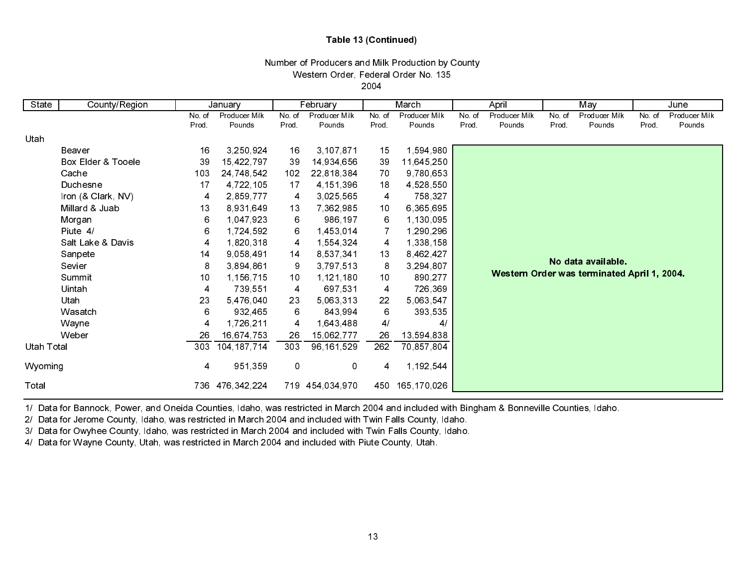**Table 13 (Continued)**

Number of Producers and Milk Production by County
Western Order, Federal Order No. 135
2004

| State | County/Region | January | | February | | March | | April | | May | | June | |
|---|---|---|---|---|---|---|---|---|---|---|---|---|---|
| | | No. of Prod. | Producer Milk Pounds | No. of Prod. | Producer Milk Pounds | No. of Prod. | Producer Milk Pounds | No. of Prod. | Producer Milk Pounds | No. of Prod. | Producer Milk Pounds | No. of Prod. | Producer Milk Pounds |
| Utah | | | | | | | | | | | | | |
| | Beaver | 16 | 3,250,924 | 16 | 3,107,871 | 15 | 1,594,980 | | | | | | |
| | Box Elder & Tooele | 39 | 15,422,797 | 39 | 14,934,656 | 39 | 11,645,250 | | | | | | |
| | Cache | 103 | 24,748,542 | 102 | 22,818,384 | 70 | 9,780,653 | | | | | | |
| | Duchesne | 17 | 4,722,105 | 17 | 4,151,396 | 18 | 4,528,550 | | | | | | |
| | Iron (& Clark, NV) | 4 | 2,859,777 | 4 | 3,025,565 | 4 | 758,327 | | | | | | |
| | Millard & Juab | 13 | 8,931,649 | 13 | 7,362,985 | 10 | 6,365,695 | | | | | | |
| | Morgan | 6 | 1,047,923 | 6 | 986,197 | 6 | 1,130,095 | | | | | | |
| | Piute 4/ | 6 | 1,724,592 | 6 | 1,453,014 | 7 | 1,290,296 | | | | | | |
| | Salt Lake & Davis | 4 | 1,820,318 | 4 | 1,554,324 | 4 | 1,338,158 | | | | | | |
| | Sanpete | 14 | 9,058,491 | 14 | 8,537,341 | 13 | 8,462,427 | | | | | | |
| | Sevier | 8 | 3,894,861 | 9 | 3,797,513 | 8 | 3,294,807 | | | | | | |
| | Summit | 10 | 1,156,715 | 10 | 1,121,180 | 10 | 890,277 | | | | | | |
| | Uintah | 4 | 739,551 | 4 | 697,531 | 4 | 726,369 | | | | | | |
| | Utah | 23 | 5,476,040 | 23 | 5,063,313 | 22 | 5,063,547 | | | | | | |
| | Wasatch | 6 | 932,465 | 6 | 843,994 | 6 | 393,535 | | | | | | |
| | Wayne | 4 | 1,726,211 | 4 | 1,643,488 | 4/ | 4/ | | | | | | |
| | Weber | 26 | 16,674,753 | 26 | 15,062,777 | 26 | 13,594,838 | | | | | | |
| Utah Total | | 303 | 104,187,714 | 303 | 96,161,529 | 262 | 70,857,804 | | | | | | |
| Wyoming | | 4 | 951,359 | 0 | 0 | 4 | 1,192,544 | | | | | | |
| Total | | 736 | 476,342,224 | 719 | 454,034,970 | 450 | 165,170,026 | | | | | | |

**No data available. Western Order was terminated April 1, 2004.** (April–June)

1/ Data for Bannock, Power, and Oneida Counties, Idaho, was restricted in March 2004 and included with Bingham & Bonneville Counties, Idaho.
2/ Data for Jerome County, Idaho, was restricted in March 2004 and included with Twin Falls County, Idaho.
3/ Data for Owyhee County, Idaho, was restricted in March 2004 and included with Twin Falls County, Idaho.
4/ Data for Wayne County, Utah, was restricted in March 2004 and included with Piute County, Utah.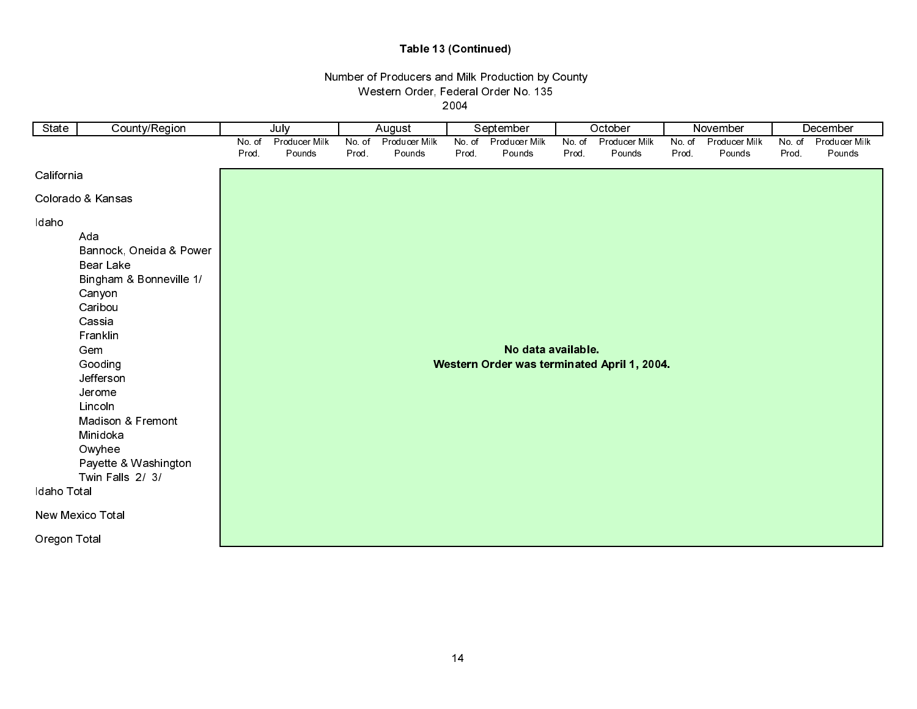# Table 13 (Continued)

Number of Producers and Milk Production by County
Western Order, Federal Order No. 135
2004

| State | County/Region | July | | August | | September | | October | | November | | December | |
|---|---|---|---|---|---|---|---|---|---|---|---|---|---|
| | | No. of Prod. | Producer Milk Pounds | No. of Prod. | Producer Milk Pounds | No. of Prod. | Producer Milk Pounds | No. of Prod. | Producer Milk Pounds | No. of Prod. | Producer Milk Pounds | No. of Prod. | Producer Milk Pounds |
| California | | | | | | | | | | | | | |
| Colorado & Kansas | | | | | | | | | | | | | |
| Idaho | | | | | | | | | | | | | |
| | Ada | | | | | | | | | | | | |
| | Bannock, Oneida & Power | | | | | | | | | | | | |
| | Bear Lake | | | | | | | | | | | | |
| | Bingham & Bonneville 1/ | | | | | | | | | | | | |
| | Canyon | | | | | | | | | | | | |
| | Caribou | | | | | | | | | | | | |
| | Cassia | | | | | | | | | | | | |
| | Franklin | | | | | | | | | | | | |
| | Gem | | | | | | | | | | | | |
| | Gooding | | | | | | | | | | | | |
| | Jefferson | | | | | | | | | | | | |
| | Jerome | | | | | | | | | | | | |
| | Lincoln | | | | | | | | | | | | |
| | Madison & Fremont | | | | | | | | | | | | |
| | Minidoka | | | | | | | | | | | | |
| | Owyhee | | | | | | | | | | | | |
| | Payette & Washington | | | | | | | | | | | | |
| | Twin Falls 2/ 3/ | | | | | | | | | | | | |
| Idaho Total | | | | | | | | | | | | | |
| New Mexico Total | | | | | | | | | | | | | |
| Oregon Total | | | | | | | | | | | | | |

**No data available.**
**Western Order was terminated April 1, 2004.**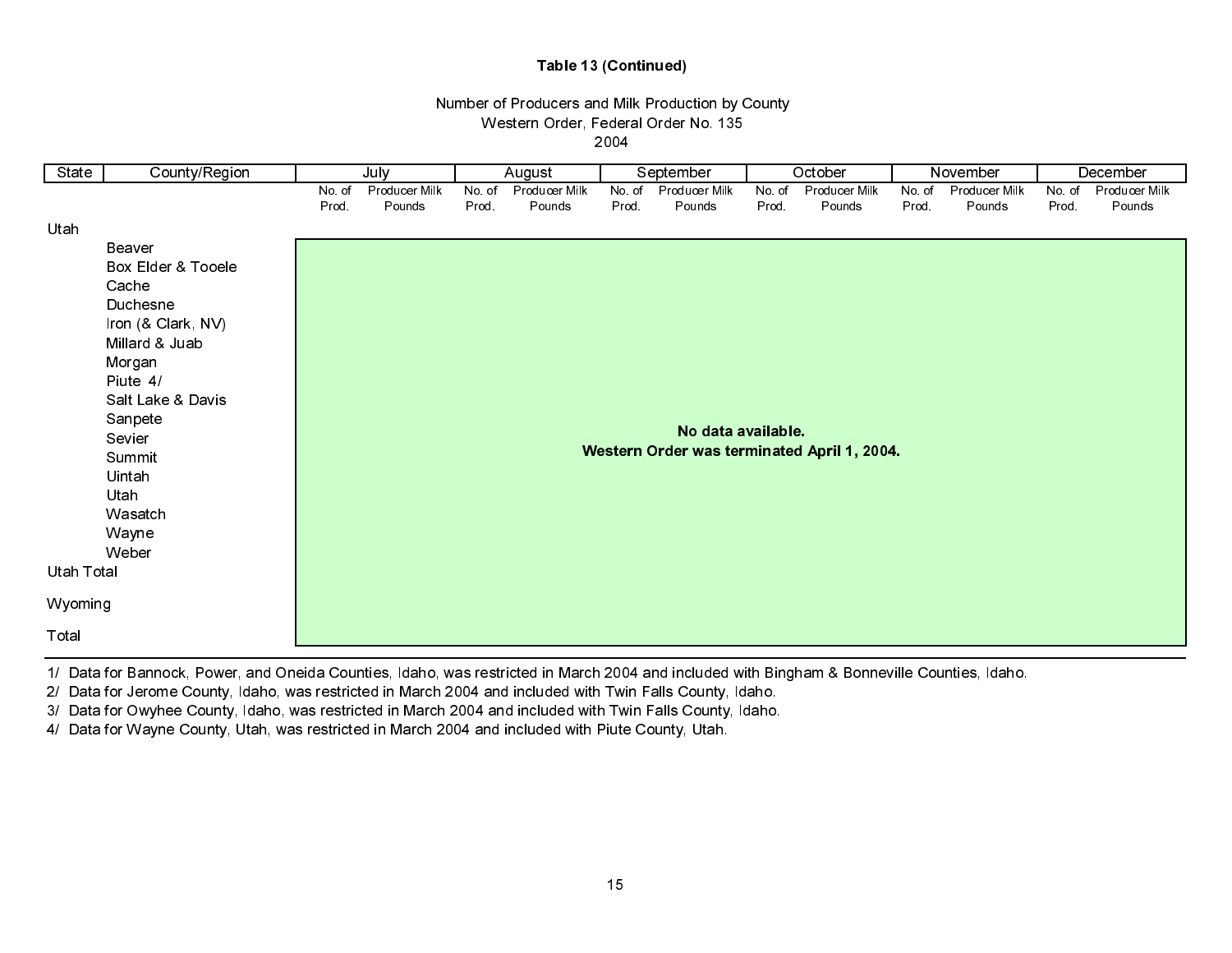**Table 13 (Continued)**

Number of Producers and Milk Production by County
Western Order, Federal Order No. 135
2004

| State | County/Region | July | | August | | September | | October | | November | | December | |
|---|---|---|---|---|---|---|---|---|---|---|---|---|---|
| | | No. of Prod. | Producer Milk Pounds | No. of Prod. | Producer Milk Pounds | No. of Prod. | Producer Milk Pounds | No. of Prod. | Producer Milk Pounds | No. of Prod. | Producer Milk Pounds | No. of Prod. | Producer Milk Pounds |
| Utah | | | | | | | | | | | | | |
| | Beaver | | | | | | | | | | | | |
| | Box Elder & Tooele | | | | | | | | | | | | |
| | Cache | | | | | | | | | | | | |
| | Duchesne | | | | | | | | | | | | |
| | Iron (& Clark, NV) | | | | | | | | | | | | |
| | Millard & Juab | | | | | | | | | | | | |
| | Morgan | | | | | | | | | | | | |
| | Piute 4/ | | | | | | | | | | | | |
| | Salt Lake & Davis | | | | | | | | | | | | |
| | Sanpete | | | | | | | | | | | | |
| | Sevier | | | | | | | | | | | | |
| | Summit | | | | | | | | | | | | |
| | Uintah | | | | | | | | | | | | |
| | Utah | | | | | | | | | | | | |
| | Wasatch | | | | | | | | | | | | |
| | Wayne | | | | | | | | | | | | |
| | Weber | | | | | | | | | | | | |
| Utah Total | | | | | | | | | | | | | |
| Wyoming | | | | | | | | | | | | | |
| Total | | | | | | | | | | | | | |

**No data available.**
**Western Order was terminated April 1, 2004.**

1/ Data for Bannock, Power, and Oneida Counties, Idaho, was restricted in March 2004 and included with Bingham & Bonneville Counties, Idaho.
2/ Data for Jerome County, Idaho, was restricted in March 2004 and included with Twin Falls County, Idaho.
3/ Data for Owyhee County, Idaho, was restricted in March 2004 and included with Twin Falls County, Idaho.
4/ Data for Wayne County, Utah, was restricted in March 2004 and included with Piute County, Utah.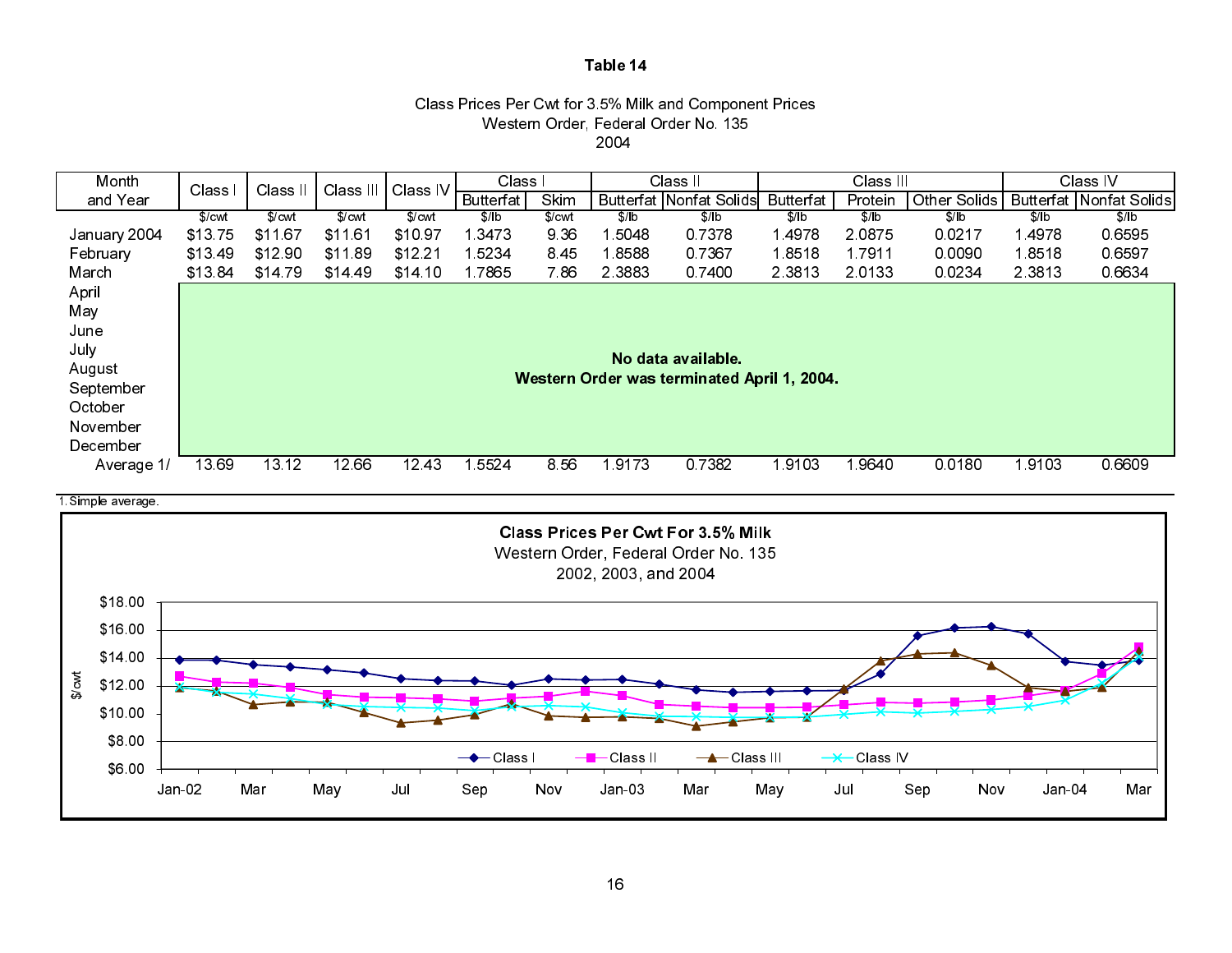**Table 14**

Class Prices Per Cwt for 3.5% Milk and Component Prices
Western Order, Federal Order No. 135
2004

| Month and Year | Class I | Class II | Class III | Class IV | Class I | | Class II | | Class III | | | Class IV | |
|---|---|---|---|---|---|---|---|---|---|---|---|---|---|
| | | | | | Butterfat | Skim | Butterfat | Nonfat Solids | Butterfat | Protein | Other Solids | Butterfat | Nonfat Solids |
| | $/cwt | $/cwt | $/cwt | $/cwt | $/lb | $/cwt | $/lb | $/lb | $/lb | $/lb | $/lb | $/lb | $/lb |
| January 2004 | $13.75 | $11.67 | $11.61 | $10.97 | 1.3473 | 9.36 | 1.5048 | 0.7378 | 1.4978 | 2.0875 | 0.0217 | 1.4978 | 0.6595 |
| February | $13.49 | $12.90 | $11.89 | $12.21 | 1.5234 | 8.45 | 1.8588 | 0.7367 | 1.8518 | 1.7911 | 0.0090 | 1.8518 | 0.6597 |
| March | $13.84 | $14.79 | $14.49 | $14.10 | 1.7865 | 7.86 | 2.3883 | 0.7400 | 2.3813 | 2.0133 | 0.0234 | 2.3813 | 0.6634 |
| April | **No data available. Western Order was terminated April 1, 2004.** | | | | | | | | | | | | |
| May | | | | | | | | | | | | | |
| June | | | | | | | | | | | | | |
| July | | | | | | | | | | | | | |
| August | | | | | | | | | | | | | |
| September | | | | | | | | | | | | | |
| October | | | | | | | | | | | | | |
| November | | | | | | | | | | | | | |
| December | | | | | | | | | | | | | |
| Average 1/ | 13.69 | 13.12 | 12.66 | 12.43 | 1.5524 | 8.56 | 1.9173 | 0.7382 | 1.9103 | 1.9640 | 0.0180 | 1.9103 | 0.6609 |

1. Simple average.

**Class Prices Per Cwt For 3.5% Milk**
Western Order, Federal Order No. 135
2002, 2003, and 2004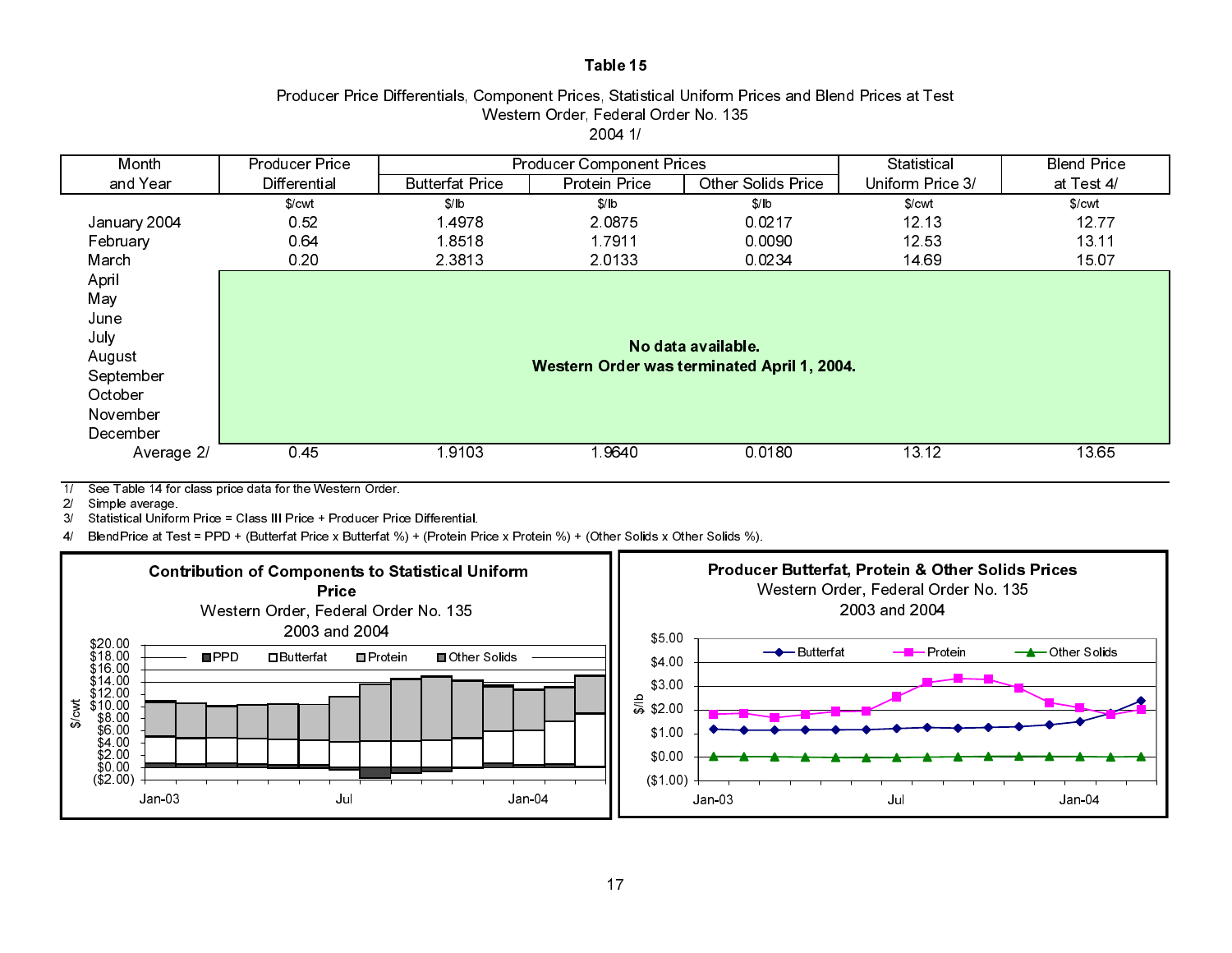**Table 15**

Producer Price Differentials, Component Prices, Statistical Uniform Prices and Blend Prices at Test
Western Order, Federal Order No. 135
2004 1/

| Month and Year | Producer Price Differential | Producer Component Prices | | | Statistical Uniform Price 3/ | Blend Price at Test 4/ |
|---|---|---|---|---|---|---|
| | | Butterfat Price | Protein Price | Other Solids Price | | |
| | $/cwt | $/lb | $/lb | $/lb | $/cwt | $/cwt |
| January 2004 | 0.52 | 1.4978 | 2.0875 | 0.0217 | 12.13 | 12.77 |
| February | 0.64 | 1.8518 | 1.7911 | 0.0090 | 12.53 | 13.11 |
| March | 0.20 | 2.3813 | 2.0133 | 0.0234 | 14.69 | 15.07 |
| April | **No data available. Western Order was terminated April 1, 2004.** | | | | | |
| May | | | | | | |
| June | | | | | | |
| July | | | | | | |
| August | | | | | | |
| September | | | | | | |
| October | | | | | | |
| November | | | | | | |
| December | | | | | | |
| Average 2/ | 0.45 | 1.9103 | 1.9640 | 0.0180 | 13.12 | 13.65 |

1/ See Table 14 for class price data for the Western Order.
2/ Simple average.
3/ Statistical Uniform Price = Class III Price + Producer Price Differential.
4/ BlendPrice at Test = PPD + (Butterfat Price x Butterfat %) + (Protein Price x Protein %) + (Other Solids x Other Solids %).

**Contribution of Components to Statistical Uniform Price**
Western Order, Federal Order No. 135
2003 and 2004

**Producer Butterfat, Protein & Other Solids Prices**
Western Order, Federal Order No. 135
2003 and 2004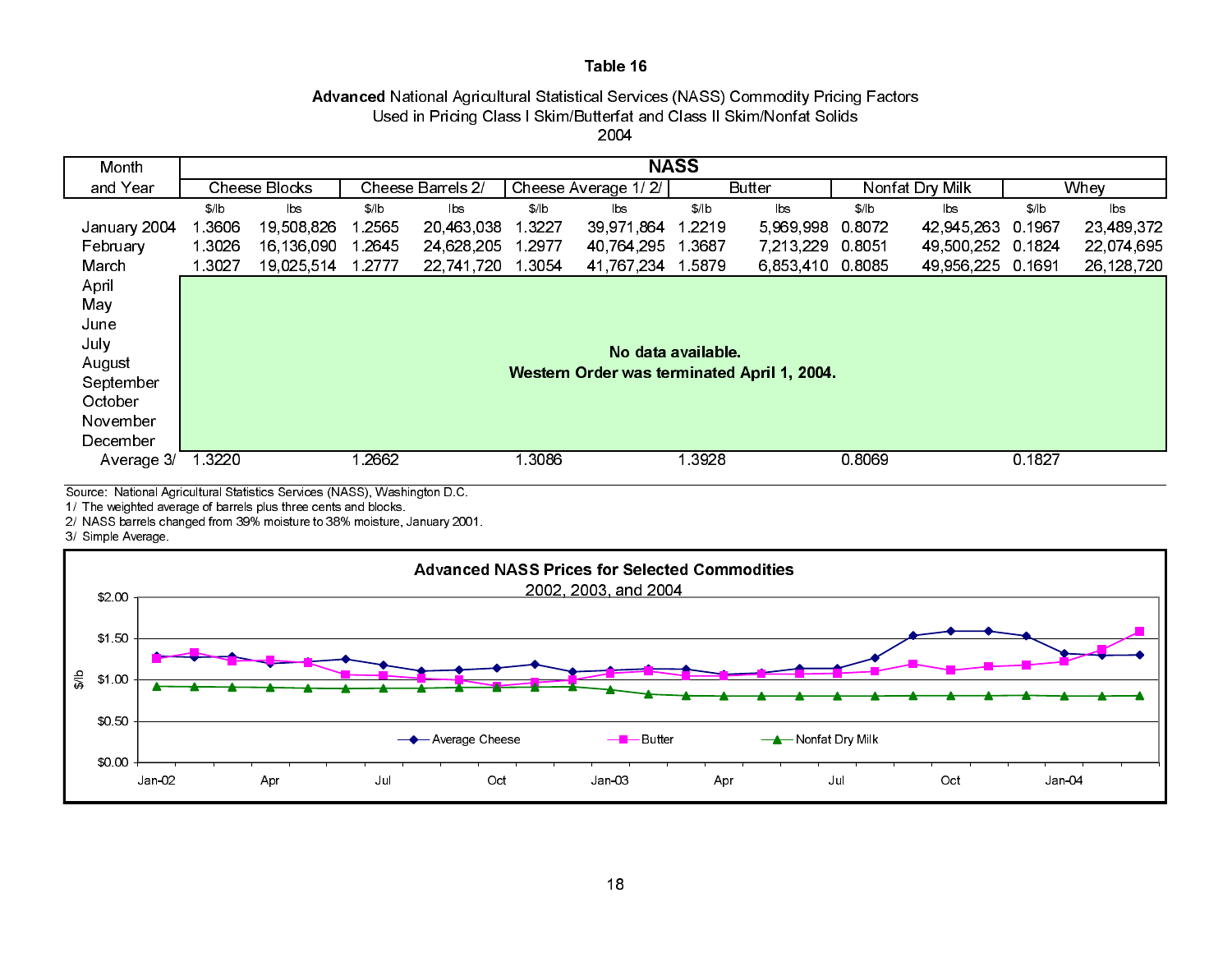## Table 16

**Advanced** National Agricultural Statistical Services (NASS) Commodity Pricing Factors
Used in Pricing Class I Skim/Butterfat and Class II Skim/Nonfat Solids
2004

| Month and Year | NASS | | | | | | | | | | | |
|---|---|---|---|---|---|---|---|---|---|---|---|---|
| | Cheese Blocks | | Cheese Barrels 2/ | | Cheese Average 1/ 2/ | | Butter | | Nonfat Dry Milk | | Whey | |
| | $/lb | lbs | $/lb | lbs | $/lb | lbs | $/lb | lbs | $/lb | lbs | $/lb | lbs |
| January 2004 | 1.3606 | 19,508,826 | 1.2565 | 20,463,038 | 1.3227 | 39,971,864 | 1.2219 | 5,969,998 | 0.8072 | 42,945,263 | 0.1967 | 23,489,372 |
| February | 1.3026 | 16,136,090 | 1.2645 | 24,628,205 | 1.2977 | 40,764,295 | 1.3687 | 7,213,229 | 0.8051 | 49,500,252 | 0.1824 | 22,074,695 |
| March | 1.3027 | 19,025,514 | 1.2777 | 22,741,720 | 1.3054 | 41,767,234 | 1.5879 | 6,853,410 | 0.8085 | 49,956,225 | 0.1691 | 26,128,720 |
| April | **No data available. Western Order was terminated April 1, 2004.** | | | | | | | | | | | |
| May | | | | | | | | | | | | |
| June | | | | | | | | | | | | |
| July | | | | | | | | | | | | |
| August | | | | | | | | | | | | |
| September | | | | | | | | | | | | |
| October | | | | | | | | | | | | |
| November | | | | | | | | | | | | |
| December | | | | | | | | | | | | |
| Average 3/ | 1.3220 | | 1.2662 | | 1.3086 | | 1.3928 | | 0.8069 | | 0.1827 | |

Source: National Agricultural Statistics Services (NASS), Washington D.C.
1/ The weighted average of barrels plus three cents and blocks.
2/ NASS barrels changed from 39% moisture to 38% moisture, January 2001.
3/ Simple Average.

**Advanced NASS Prices for Selected Commodities**
2002, 2003, and 2004

$/lb: $0.00 – $2.00; Jan-02 through Jan-04

Legend: Average Cheese, Butter, Nonfat Dry Milk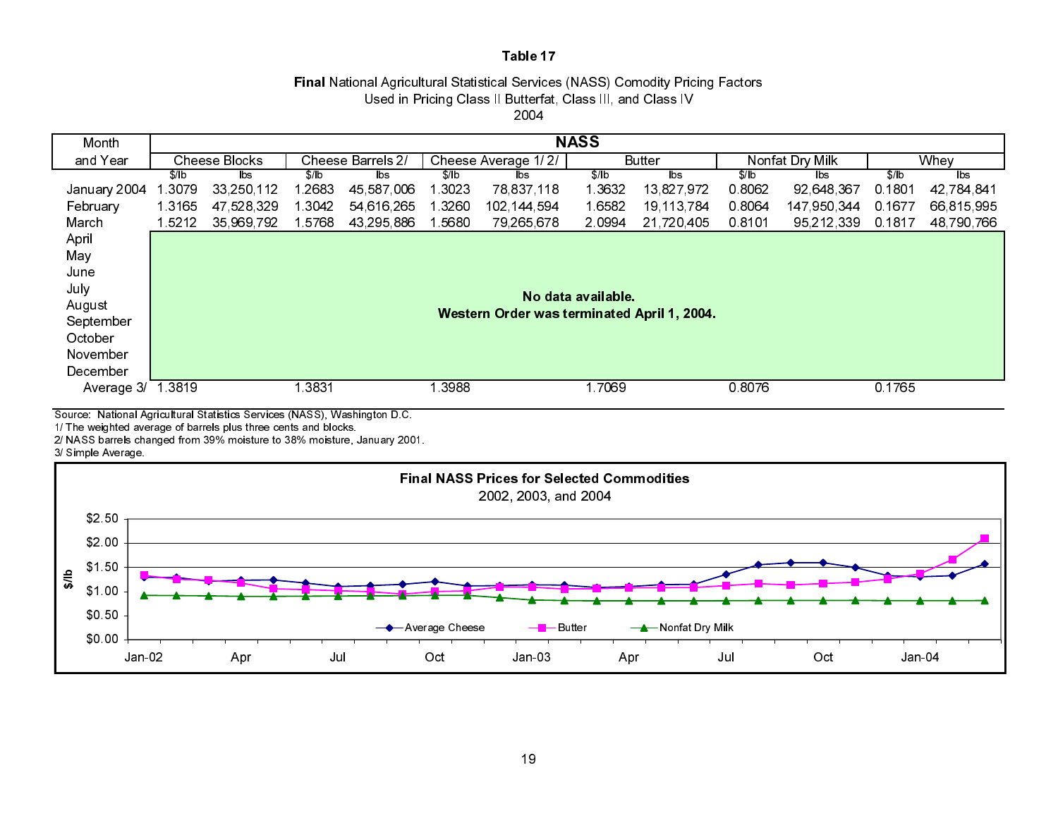# Table 17

**Final** National Agricultural Statistical Services (NASS) Comodity Pricing Factors
Used in Pricing Class II Butterfat, Class III, and Class IV
2004

| Month and Year | NASS | | | | | | | | | | | |
|---|---|---|---|---|---|---|---|---|---|---|---|---|
| | Cheese Blocks | | Cheese Barrels 2/ | | Cheese Average 1/ 2/ | | Butter | | Nonfat Dry Milk | | Whey | |
| | $/lb | lbs | $/lb | lbs | $/lb | lbs | $/lb | lbs | $/lb | lbs | $/lb | lbs |
| January 2004 | 1.3079 | 33,250,112 | 1.2683 | 45,587,006 | 1.3023 | 78,837,118 | 1.3632 | 13,827,972 | 0.8062 | 92,648,367 | 0.1801 | 42,784,841 |
| February | 1.3165 | 47,528,329 | 1.3042 | 54,616,265 | 1.3260 | 102,144,594 | 1.6582 | 19,113,784 | 0.8064 | 147,950,344 | 0.1677 | 66,815,995 |
| March | 1.5212 | 35,969,792 | 1.5768 | 43,295,886 | 1.5680 | 79,265,678 | 2.0994 | 21,720,405 | 0.8101 | 95,212,339 | 0.1817 | 48,790,766 |
| April | **No data available. Western Order was terminated April 1, 2004.** | | | | | | | | | | | |
| May | | | | | | | | | | | | |
| June | | | | | | | | | | | | |
| July | | | | | | | | | | | | |
| August | | | | | | | | | | | | |
| September | | | | | | | | | | | | |
| October | | | | | | | | | | | | |
| November | | | | | | | | | | | | |
| December | | | | | | | | | | | | |
| Average 3/ | 1.3819 | | 1.3831 | | 1.3988 | | 1.7069 | | 0.8076 | | 0.1765 | |

Source: National Agricultural Statistics Services (NASS), Washington D.C.
1/ The weighted average of barrels plus three cents and blocks.
2/ NASS barrels changed from 39% moisture to 38% moisture, January 2001.
3/ Simple Average.

**Final NASS Prices for Selected Commodities**
2002, 2003, and 2004

$/lb
$2.50
$2.00
$1.50
$1.00
$0.50
$0.00

Jan-02 Apr Jul Oct Jan-03 Apr Jul Oct Jan-04

Average Cheese
Butter
Nonfat Dry Milk